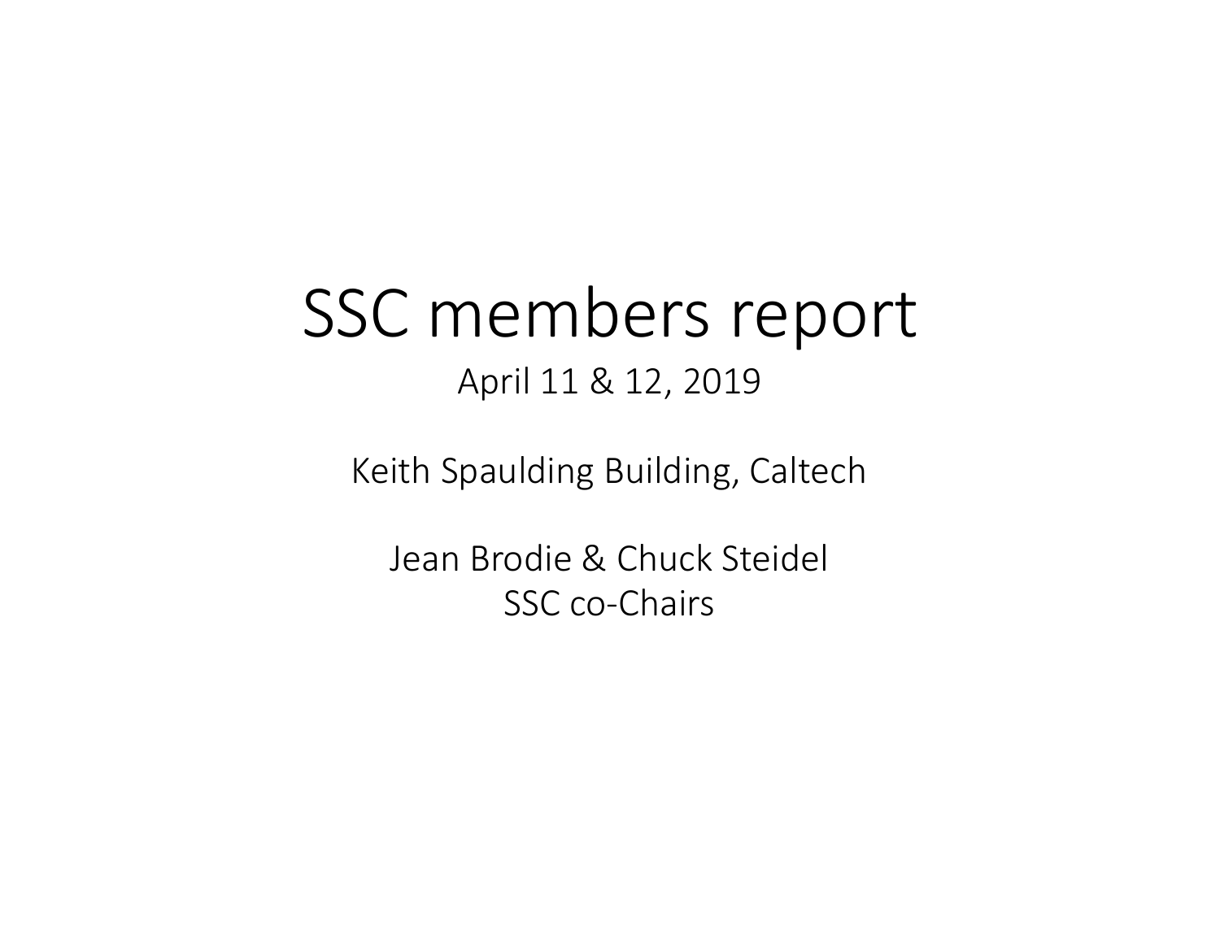# SSC members report

April 11 & 12, 2019

Keith Spaulding Building, Caltech

Jean Brodie & Chuck Steidel
SSC co-Chairs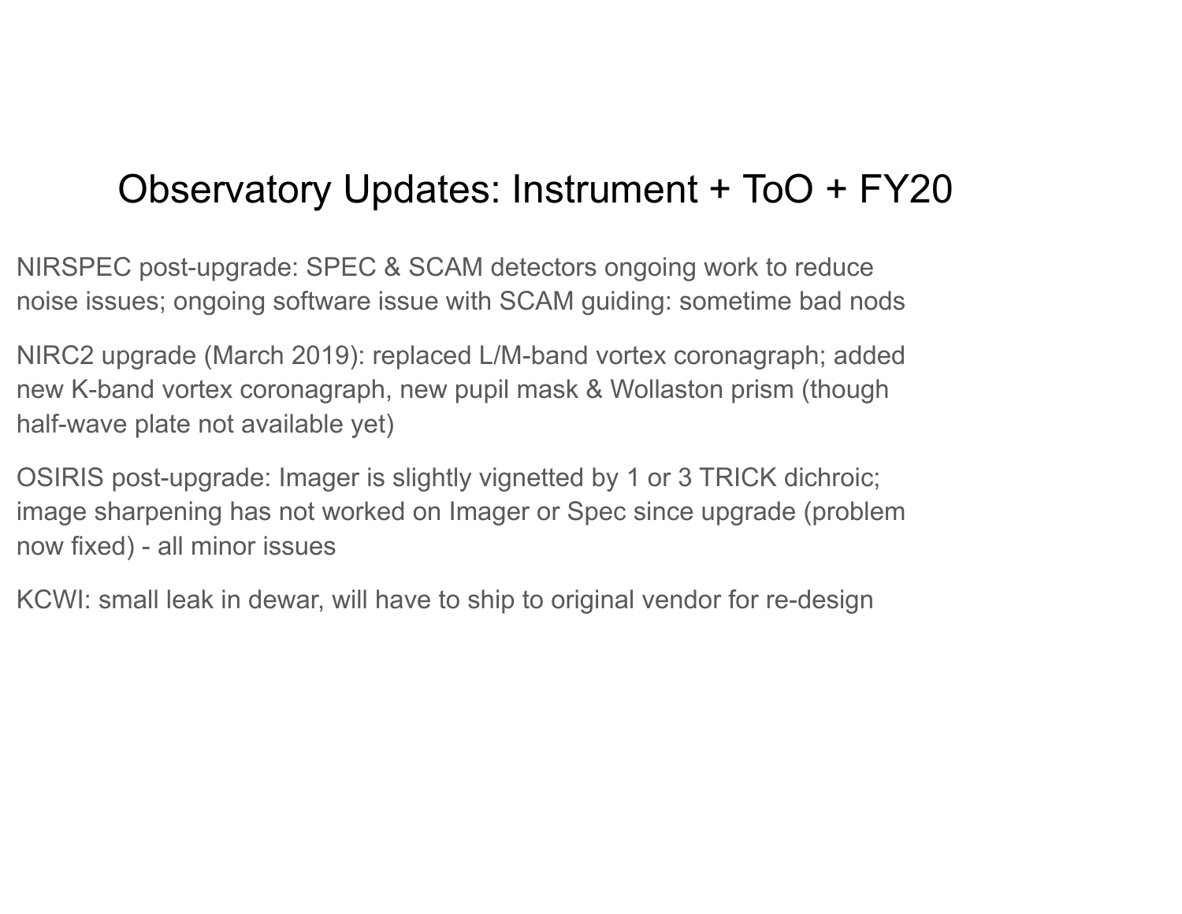# Observatory Updates: Instrument + ToO + FY20

NIRSPEC post-upgrade: SPEC & SCAM detectors ongoing work to reduce noise issues; ongoing software issue with SCAM guiding: sometime bad nods

NIRC2 upgrade (March 2019): replaced L/M-band vortex coronagraph; added new K-band vortex coronagraph, new pupil mask & Wollaston prism (though half-wave plate not available yet)

OSIRIS post-upgrade: Imager is slightly vignetted by 1 or 3 TRICK dichroic; image sharpening has not worked on Imager or Spec since upgrade (problem now fixed) - all minor issues

KCWI: small leak in dewar, will have to ship to original vendor for re-design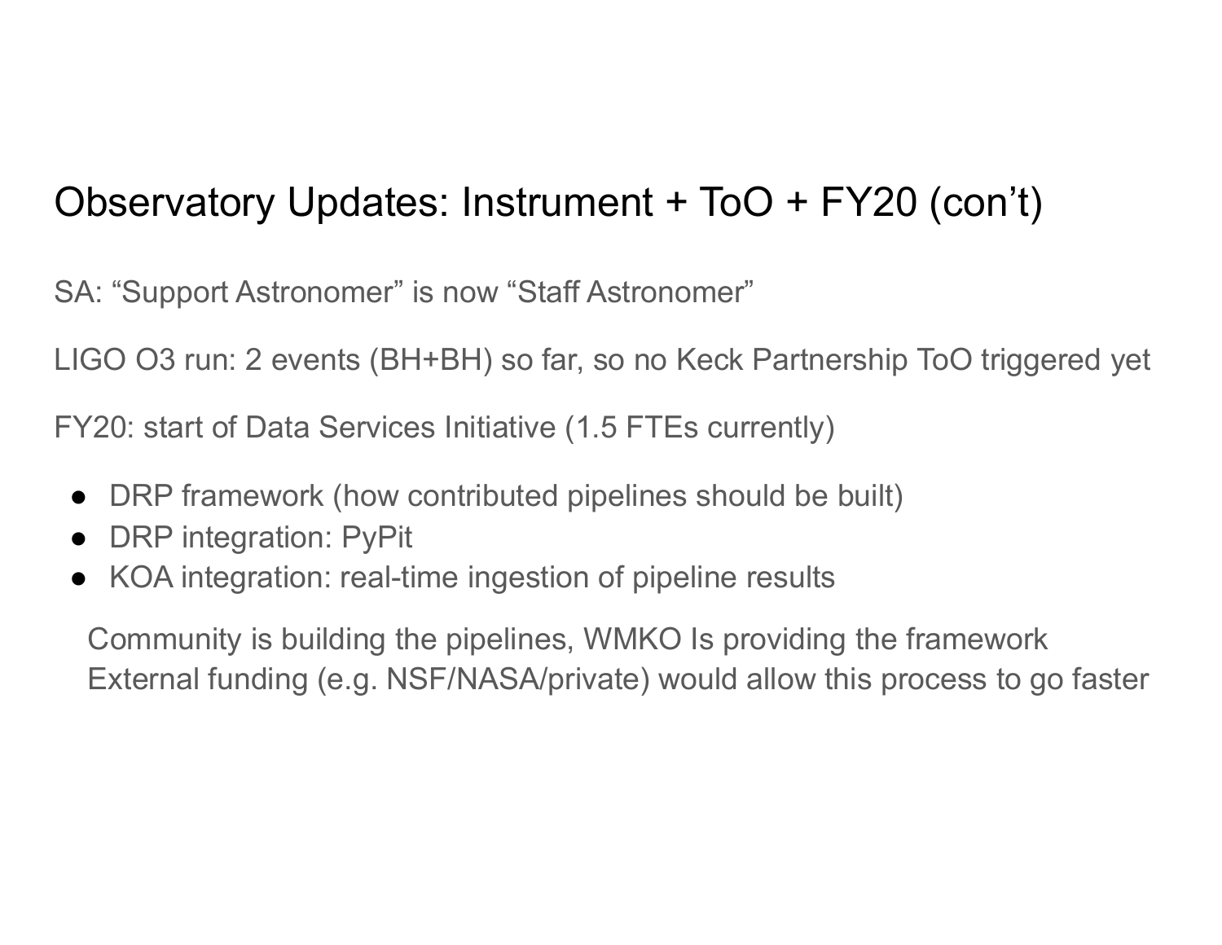# Observatory Updates: Instrument + ToO + FY20 (con't)

SA: "Support Astronomer" is now "Staff Astronomer"

LIGO O3 run: 2 events (BH+BH) so far, so no Keck Partnership ToO triggered yet

FY20: start of Data Services Initiative (1.5 FTEs currently)

- DRP framework (how contributed pipelines should be built)
- DRP integration: PyPit
- KOA integration: real-time ingestion of pipeline results

Community is building the pipelines, WMKO Is providing the framework
External funding (e.g. NSF/NASA/private) would allow this process to go faster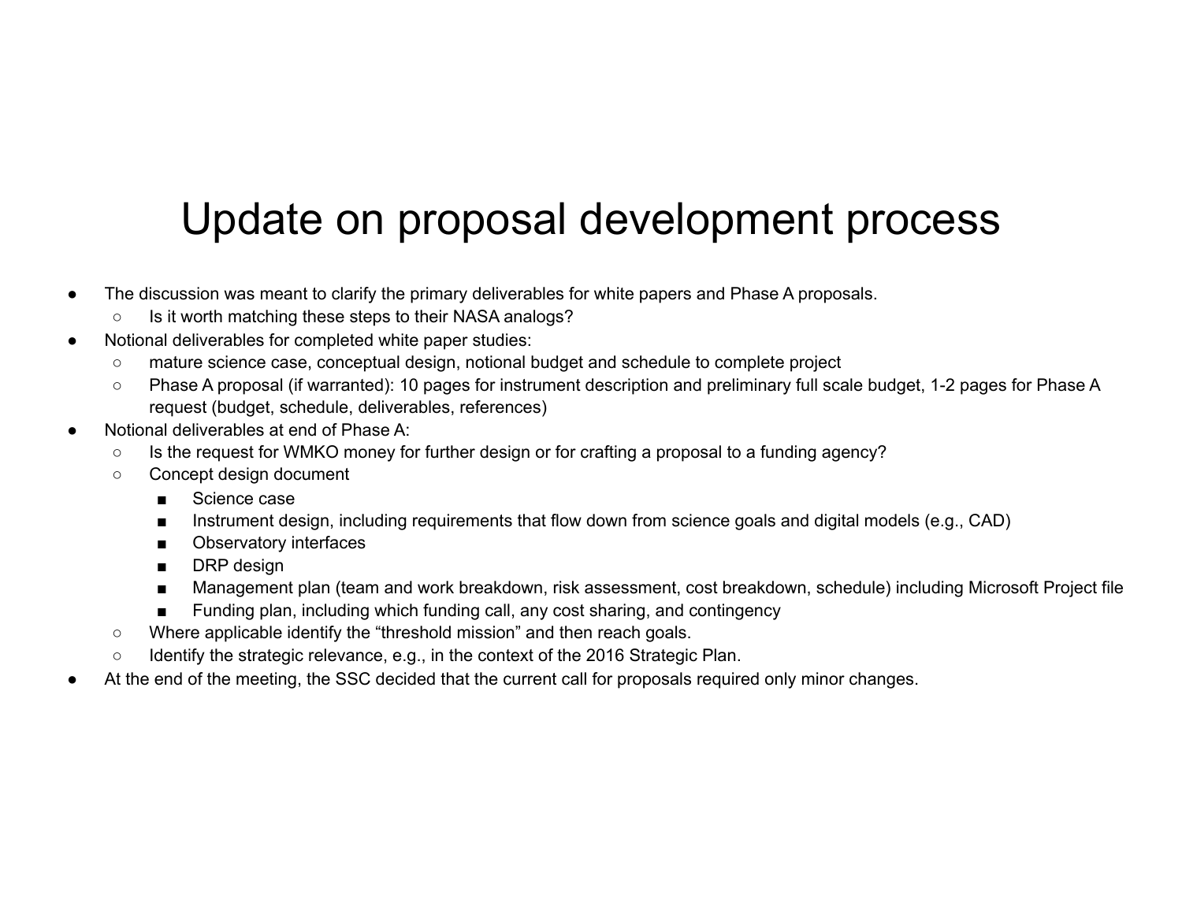# Update on proposal development process

- The discussion was meant to clarify the primary deliverables for white papers and Phase A proposals.
  - Is it worth matching these steps to their NASA analogs?
- Notional deliverables for completed white paper studies:
  - mature science case, conceptual design, notional budget and schedule to complete project
  - Phase A proposal (if warranted): 10 pages for instrument description and preliminary full scale budget, 1-2 pages for Phase A request (budget, schedule, deliverables, references)
- Notional deliverables at end of Phase A:
  - Is the request for WMKO money for further design or for crafting a proposal to a funding agency?
  - Concept design document
    - Science case
    - Instrument design, including requirements that flow down from science goals and digital models (e.g., CAD)
    - Observatory interfaces
    - DRP design
    - Management plan (team and work breakdown, risk assessment, cost breakdown, schedule) including Microsoft Project file
    - Funding plan, including which funding call, any cost sharing, and contingency
  - Where applicable identify the "threshold mission" and then reach goals.
  - Identify the strategic relevance, e.g., in the context of the 2016 Strategic Plan.
- At the end of the meeting, the SSC decided that the current call for proposals required only minor changes.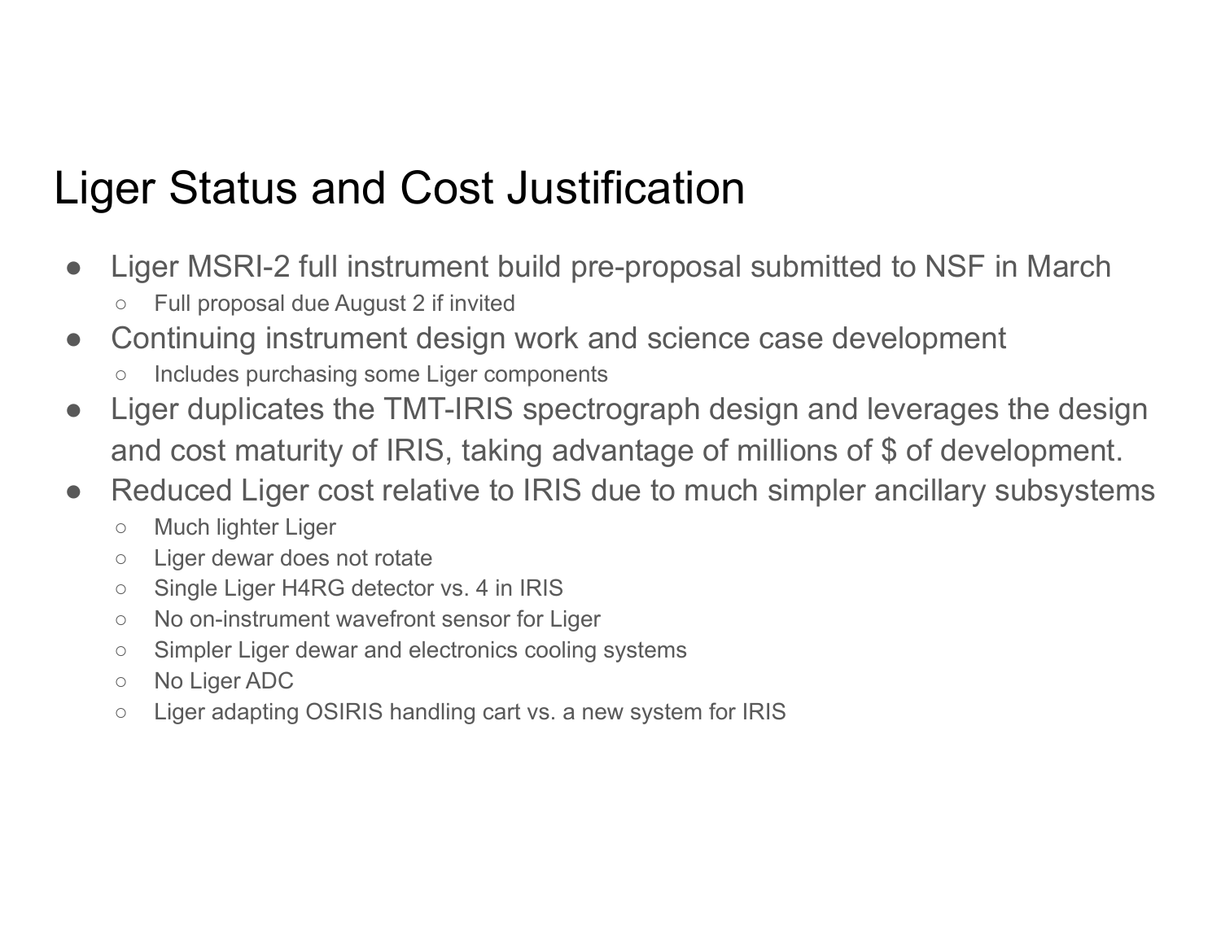# Liger Status and Cost Justification

- Liger MSRI-2 full instrument build pre-proposal submitted to NSF in March
  - Full proposal due August 2 if invited
- Continuing instrument design work and science case development
  - Includes purchasing some Liger components
- Liger duplicates the TMT-IRIS spectrograph design and leverages the design and cost maturity of IRIS, taking advantage of millions of $ of development.
- Reduced Liger cost relative to IRIS due to much simpler ancillary subsystems
  - Much lighter Liger
  - Liger dewar does not rotate
  - Single Liger H4RG detector vs. 4 in IRIS
  - No on-instrument wavefront sensor for Liger
  - Simpler Liger dewar and electronics cooling systems
  - No Liger ADC
  - Liger adapting OSIRIS handling cart vs. a new system for IRIS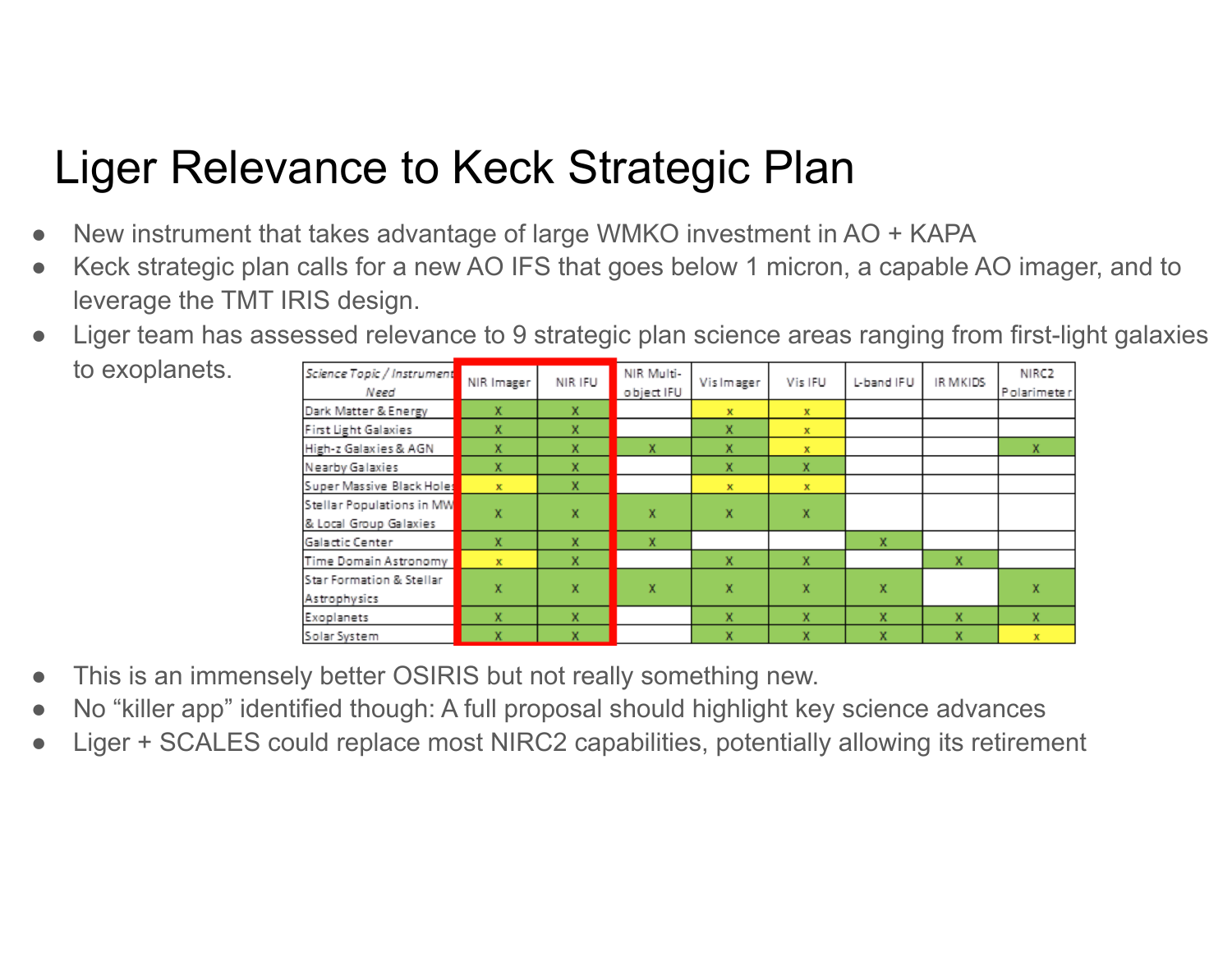# Liger Relevance to Keck Strategic Plan

- New instrument that takes advantage of large WMKO investment in AO + KAPA
- Keck strategic plan calls for a new AO IFS that goes below 1 micron, a capable AO imager, and to leverage the TMT IRIS design.
- Liger team has assessed relevance to 9 strategic plan science areas ranging from first-light galaxies to exoplanets.

| *Science Topic / Instrument Need* | NIR Imager | NIR IFU | NIR Multi-object IFU | Vis Imager | Vis IFU | L-band IFU | IR MKIDS | NIRC2 Polarimeter |
|---|---|---|---|---|---|---|---|---|
| Dark Matter & Energy | X | X | | x | x | | | |
| First Light Galaxies | X | X | | X | x | | | |
| High-z Galaxies & AGN | X | X | X | X | x | | | X |
| Nearby Galaxies | X | X | | X | X | | | |
| Super Massive Black Holes | x | X | | x | x | | | |
| Stellar Populations in MW & Local Group Galaxies | X | X | X | X | X | | | |
| Galactic Center | X | X | X | | | X | | |
| Time Domain Astronomy | x | X | | X | X | | X | |
| Star Formation & Stellar Astrophysics | X | X | X | X | X | X | | X |
| Exoplanets | X | X | | X | X | X | X | X |
| Solar System | X | X | | X | X | X | X | x |

- This is an immensely better OSIRIS but not really something new.
- No "killer app" identified though: A full proposal should highlight key science advances
- Liger + SCALES could replace most NIRC2 capabilities, potentially allowing its retirement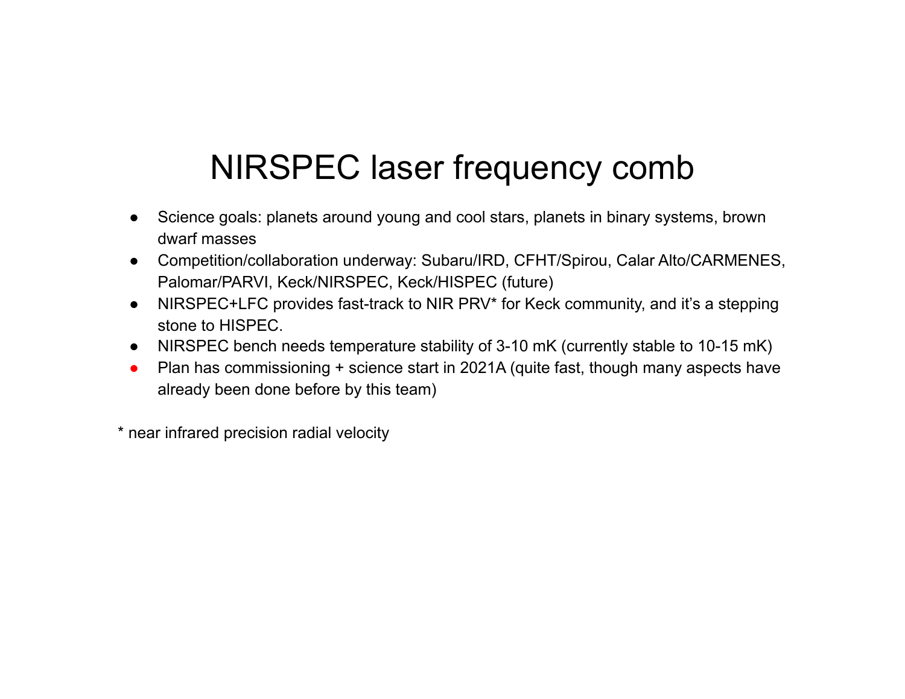# NIRSPEC laser frequency comb

- Science goals: planets around young and cool stars, planets in binary systems, brown dwarf masses
- Competition/collaboration underway: Subaru/IRD, CFHT/Spirou, Calar Alto/CARMENES, Palomar/PARVI, Keck/NIRSPEC, Keck/HISPEC (future)
- NIRSPEC+LFC provides fast-track to NIR PRV* for Keck community, and it's a stepping stone to HISPEC.
- NIRSPEC bench needs temperature stability of 3-10 mK (currently stable to 10-15 mK)
- Plan has commissioning + science start in 2021A (quite fast, though many aspects have already been done before by this team)

\* near infrared precision radial velocity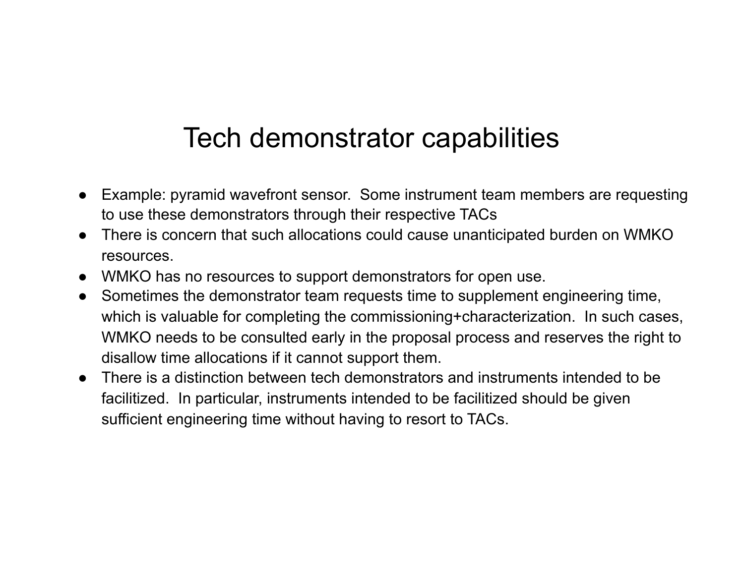# Tech demonstrator capabilities

- Example: pyramid wavefront sensor. Some instrument team members are requesting to use these demonstrators through their respective TACs
- There is concern that such allocations could cause unanticipated burden on WMKO resources.
- WMKO has no resources to support demonstrators for open use.
- Sometimes the demonstrator team requests time to supplement engineering time, which is valuable for completing the commissioning+characterization. In such cases, WMKO needs to be consulted early in the proposal process and reserves the right to disallow time allocations if it cannot support them.
- There is a distinction between tech demonstrators and instruments intended to be facilitized. In particular, instruments intended to be facilitized should be given sufficient engineering time without having to resort to TACs.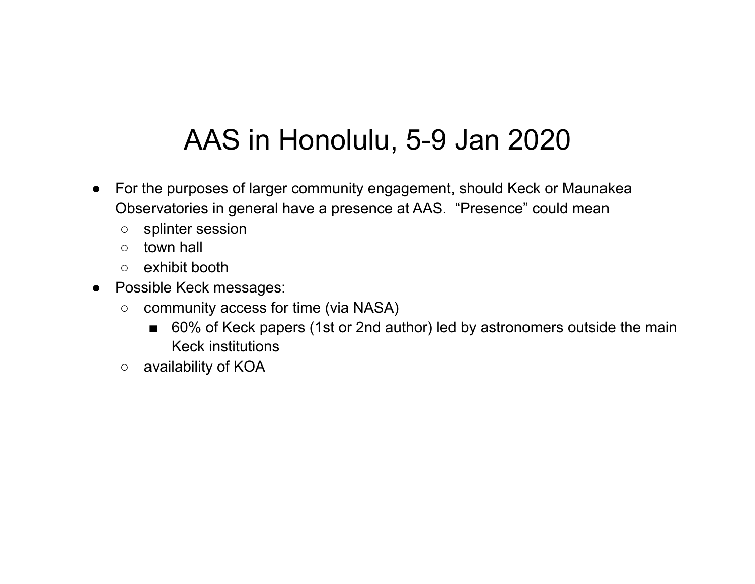# AAS in Honolulu, 5-9 Jan 2020

- For the purposes of larger community engagement, should Keck or Maunakea Observatories in general have a presence at AAS. "Presence" could mean
  - splinter session
  - town hall
  - exhibit booth
- Possible Keck messages:
  - community access for time (via NASA)
    - 60% of Keck papers (1st or 2nd author) led by astronomers outside the main Keck institutions
  - availability of KOA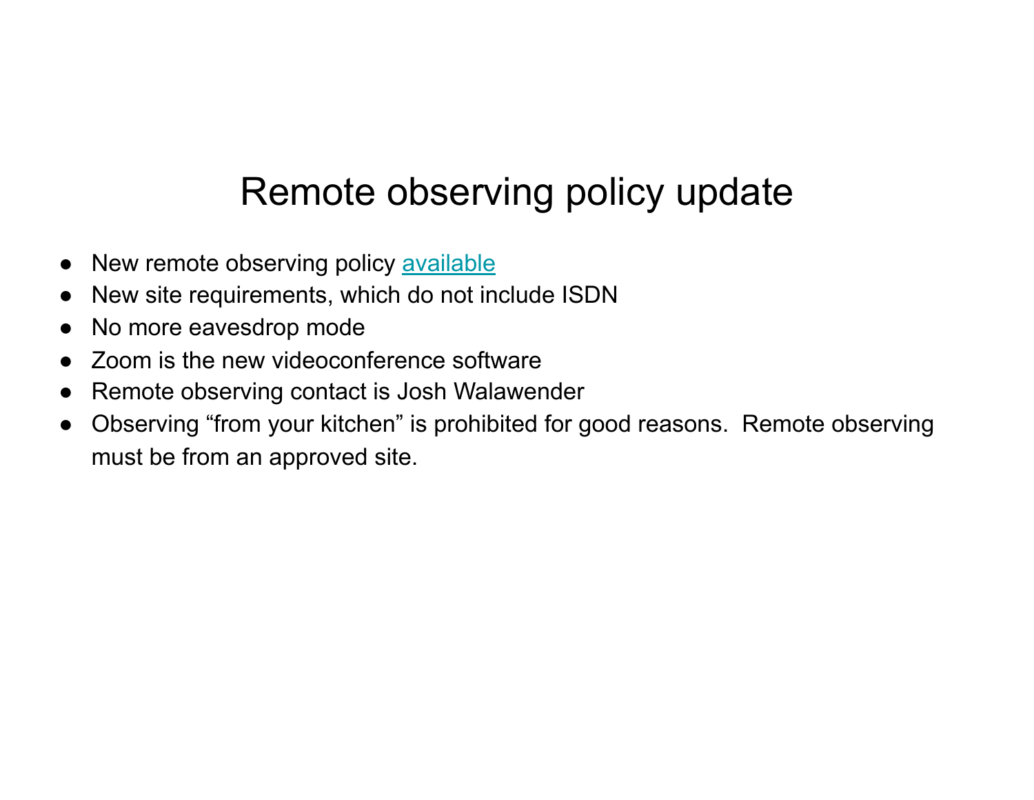# Remote observing policy update

- New remote observing policy available
- New site requirements, which do not include ISDN
- No more eavesdrop mode
- Zoom is the new videoconference software
- Remote observing contact is Josh Walawender
- Observing “from your kitchen” is prohibited for good reasons. Remote observing must be from an approved site.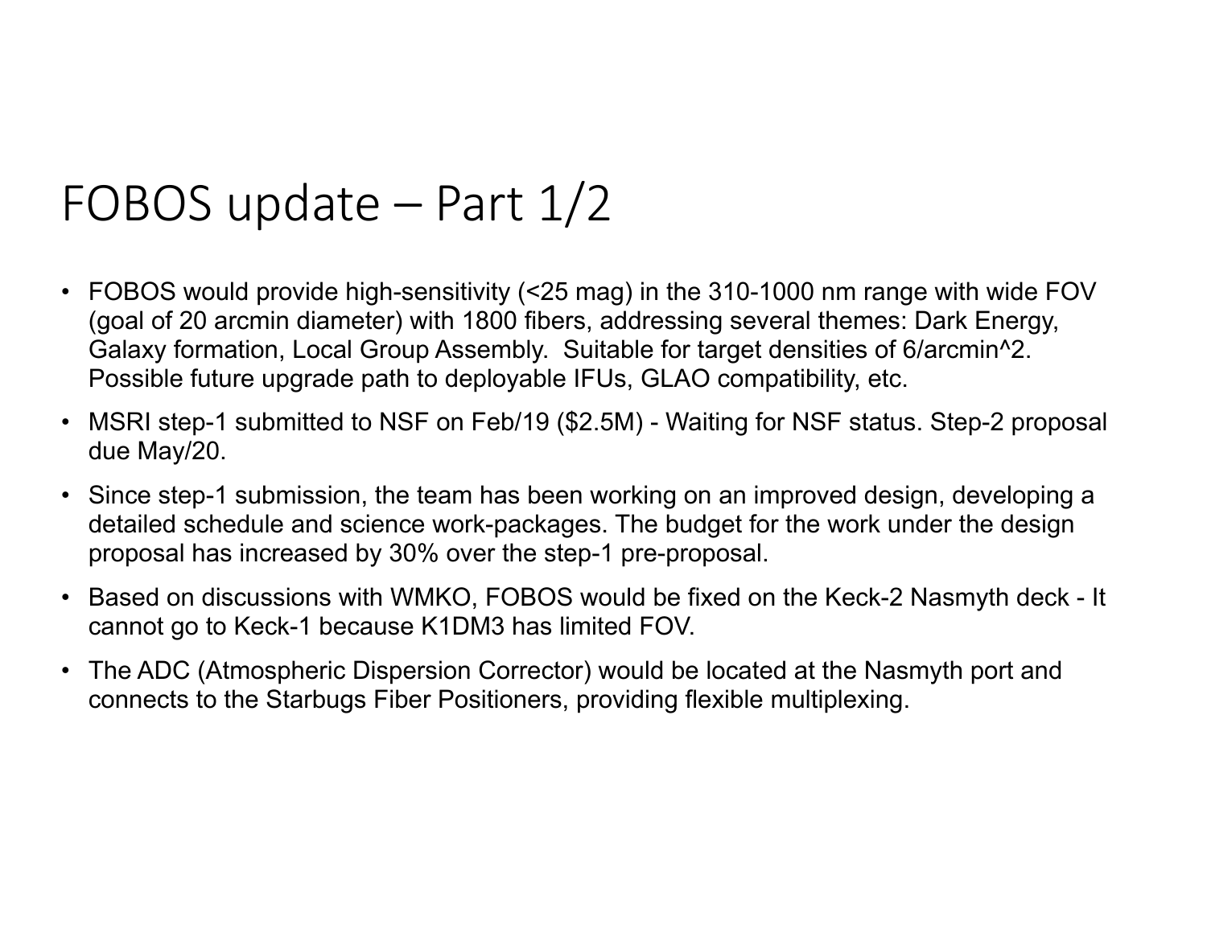# FOBOS update – Part 1/2

- FOBOS would provide high-sensitivity (<25 mag) in the 310-1000 nm range with wide FOV (goal of 20 arcmin diameter) with 1800 fibers, addressing several themes: Dark Energy, Galaxy formation, Local Group Assembly. Suitable for target densities of 6/arcmin^2. Possible future upgrade path to deployable IFUs, GLAO compatibility, etc.
- MSRI step-1 submitted to NSF on Feb/19 ($2.5M) - Waiting for NSF status. Step-2 proposal due May/20.
- Since step-1 submission, the team has been working on an improved design, developing a detailed schedule and science work-packages. The budget for the work under the design proposal has increased by 30% over the step-1 pre-proposal.
- Based on discussions with WMKO, FOBOS would be fixed on the Keck-2 Nasmyth deck - It cannot go to Keck-1 because K1DM3 has limited FOV.
- The ADC (Atmospheric Dispersion Corrector) would be located at the Nasmyth port and connects to the Starbugs Fiber Positioners, providing flexible multiplexing.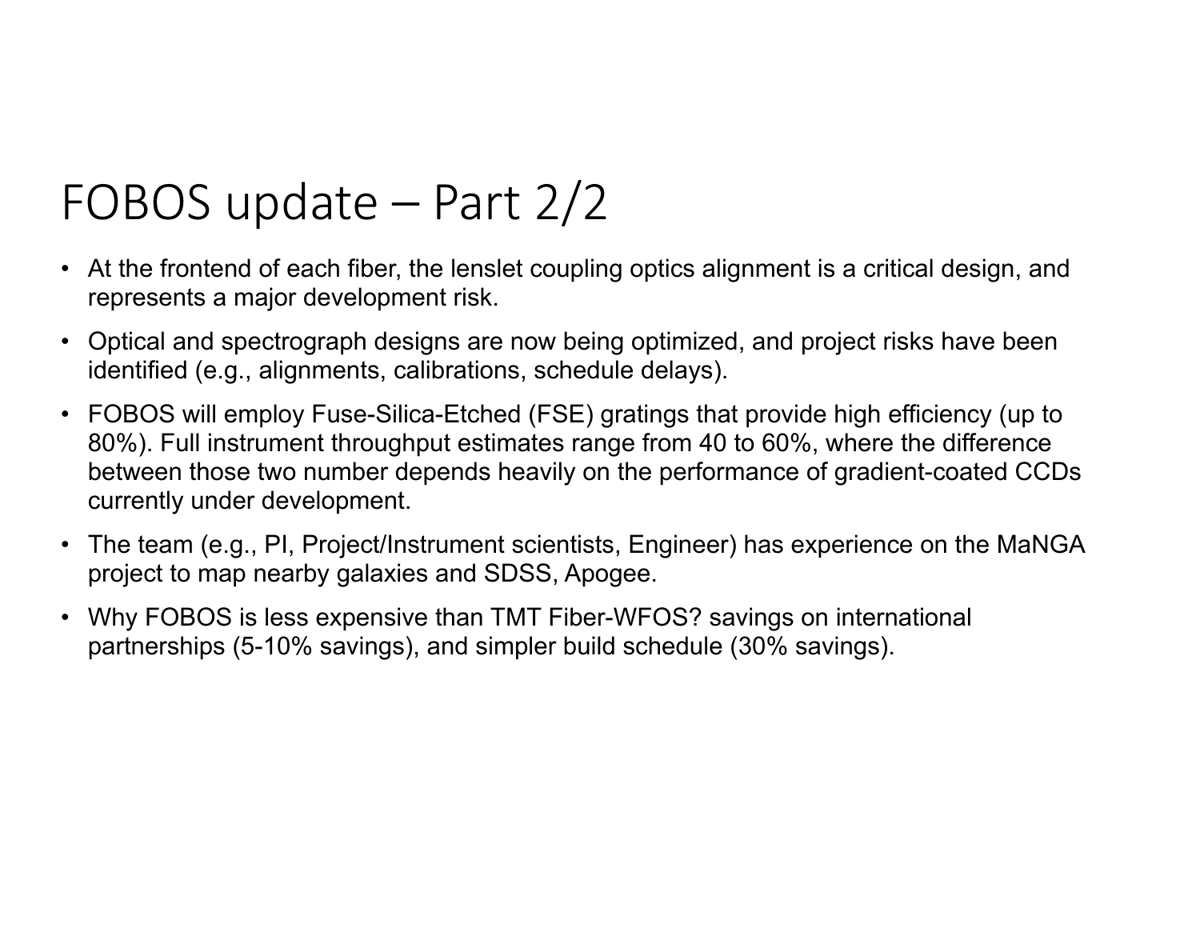# FOBOS update – Part 2/2

- At the frontend of each fiber, the lenslet coupling optics alignment is a critical design, and represents a major development risk.
- Optical and spectrograph designs are now being optimized, and project risks have been identified (e.g., alignments, calibrations, schedule delays).
- FOBOS will employ Fuse-Silica-Etched (FSE) gratings that provide high efficiency (up to 80%). Full instrument throughput estimates range from 40 to 60%, where the difference between those two number depends heavily on the performance of gradient-coated CCDs currently under development.
- The team (e.g., PI, Project/Instrument scientists, Engineer) has experience on the MaNGA project to map nearby galaxies and SDSS, Apogee.
- Why FOBOS is less expensive than TMT Fiber-WFOS? savings on international partnerships (5-10% savings), and simpler build schedule (30% savings).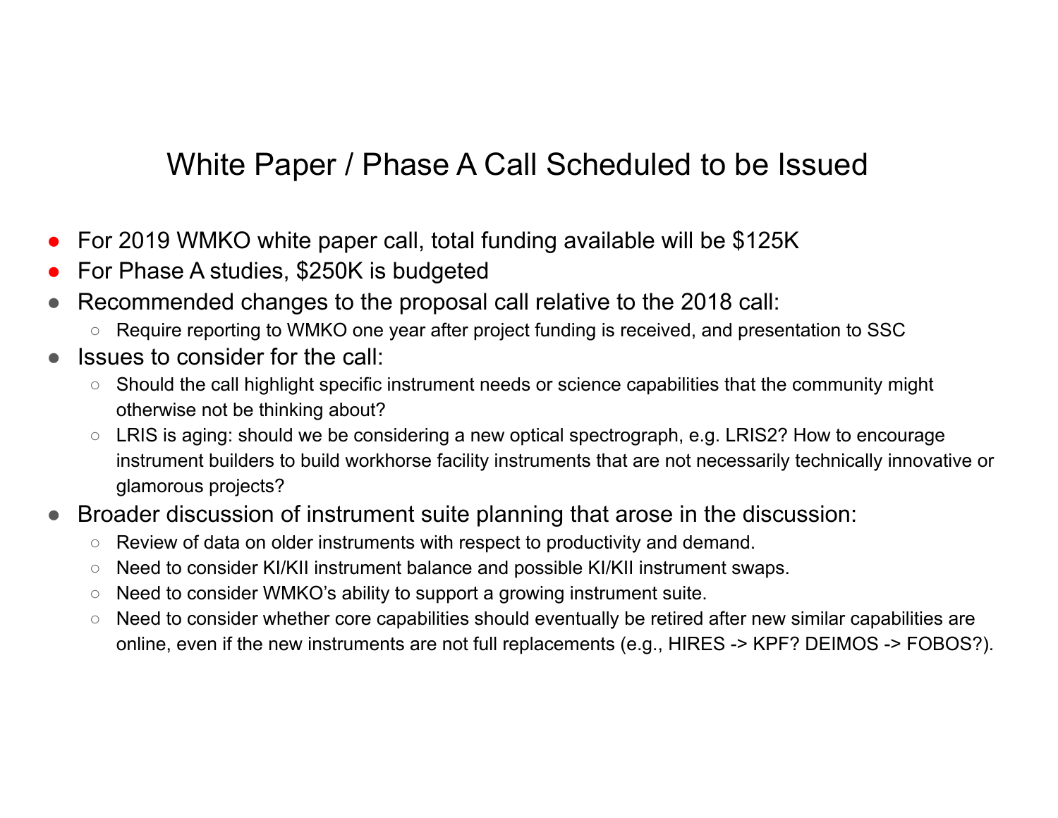# White Paper / Phase A Call Scheduled to be Issued

- For 2019 WMKO white paper call, total funding available will be $125K
- For Phase A studies, $250K is budgeted
- Recommended changes to the proposal call relative to the 2018 call:
  - Require reporting to WMKO one year after project funding is received, and presentation to SSC
- Issues to consider for the call:
  - Should the call highlight specific instrument needs or science capabilities that the community might otherwise not be thinking about?
  - LRIS is aging: should we be considering a new optical spectrograph, e.g. LRIS2? How to encourage instrument builders to build workhorse facility instruments that are not necessarily technically innovative or glamorous projects?
- Broader discussion of instrument suite planning that arose in the discussion:
  - Review of data on older instruments with respect to productivity and demand.
  - Need to consider KI/KII instrument balance and possible KI/KII instrument swaps.
  - Need to consider WMKO's ability to support a growing instrument suite.
  - Need to consider whether core capabilities should eventually be retired after new similar capabilities are online, even if the new instruments are not full replacements (e.g., HIRES -> KPF? DEIMOS -> FOBOS?).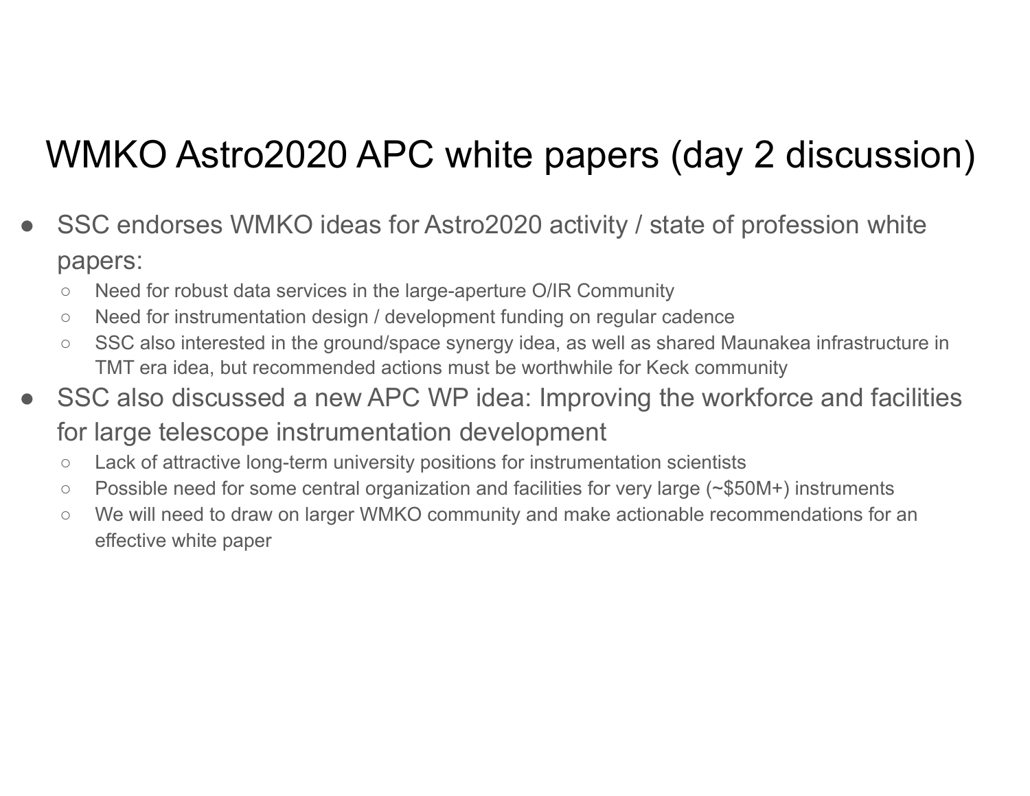# WMKO Astro2020 APC white papers (day 2 discussion)

- SSC endorses WMKO ideas for Astro2020 activity / state of profession white papers:
  - Need for robust data services in the large-aperture O/IR Community
  - Need for instrumentation design / development funding on regular cadence
  - SSC also interested in the ground/space synergy idea, as well as shared Maunakea infrastructure in TMT era idea, but recommended actions must be worthwhile for Keck community
- SSC also discussed a new APC WP idea: Improving the workforce and facilities for large telescope instrumentation development
  - Lack of attractive long-term university positions for instrumentation scientists
  - Possible need for some central organization and facilities for very large (~$50M+) instruments
  - We will need to draw on larger WMKO community and make actionable recommendations for an effective white paper